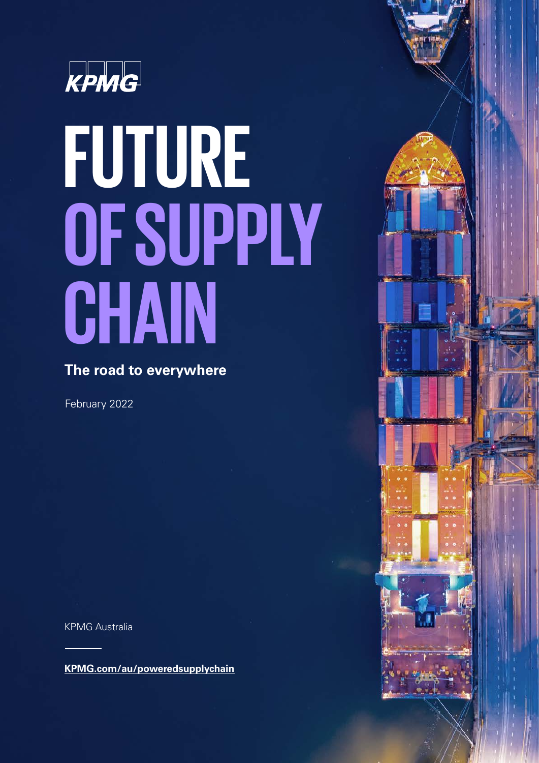KPMG

# FUTURE OF SUPPLY CHAIN

**The road to everywhere**

February 2022

KPMG Australia

**KPMG.com/au/poweredsupplychain**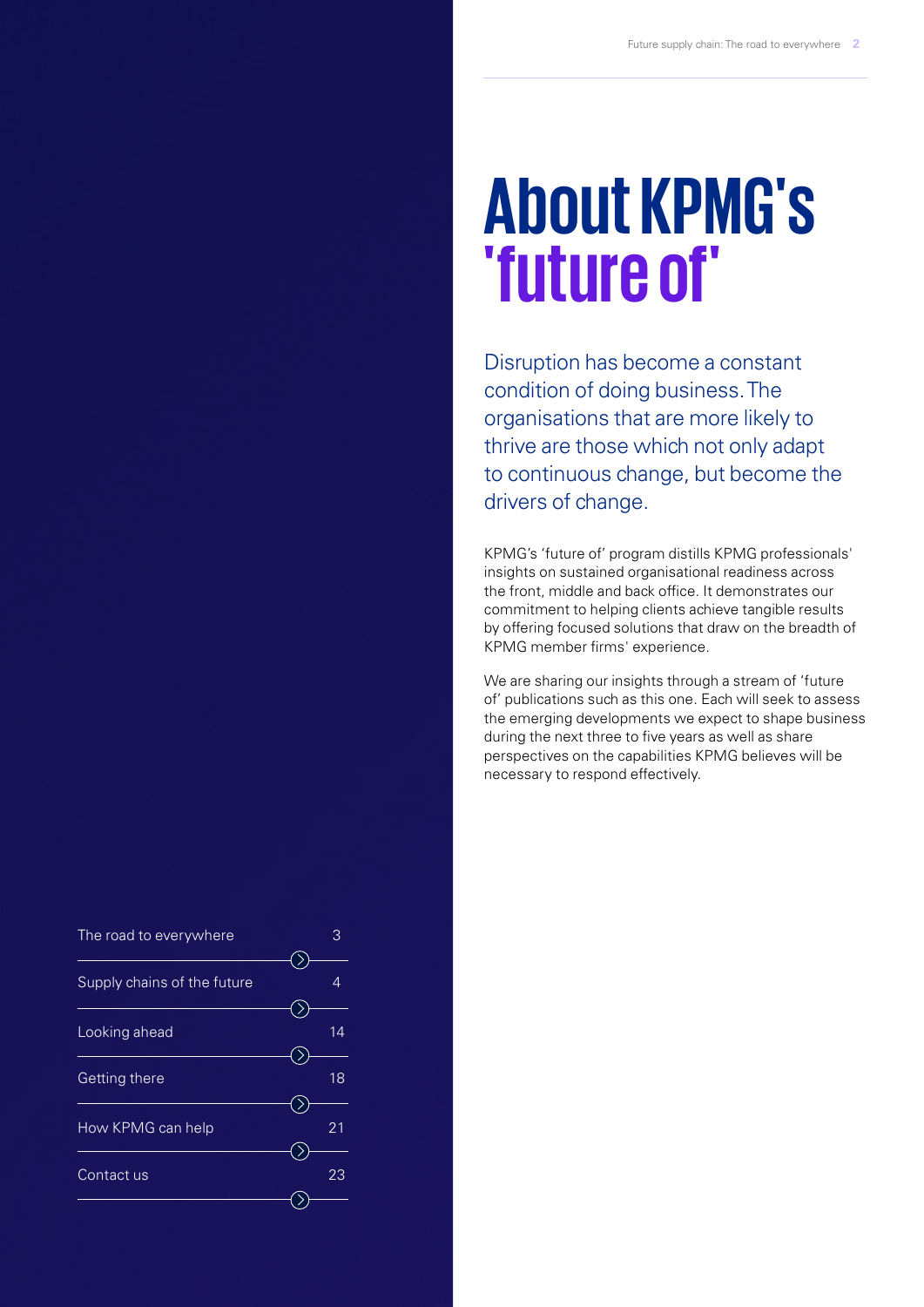# About KPMG's 'future of'

Disruption has become a constant condition of doing business. The organisations that are more likely to thrive are those which not only adapt to continuous change, but become the drivers of change.

KPMG's 'future of' program distills KPMG professionals' insights on sustained organisational readiness across the front, middle and back office. It demonstrates our commitment to helping clients achieve tangible results by offering focused solutions that draw on the breadth of KPMG member firms' experience.

We are sharing our insights through a stream of 'future of' publications such as this one. Each will seek to assess the emerging developments we expect to shape business during the next three to five years as well as share perspectives on the capabilities KPMG believes will be necessary to respond effectively.

| Section | Page |
|---|---|
| The road to everywhere | 3 |
| Supply chains of the future | 4 |
| Looking ahead | 14 |
| Getting there | 18 |
| How KPMG can help | 21 |
| Contact us | 23 |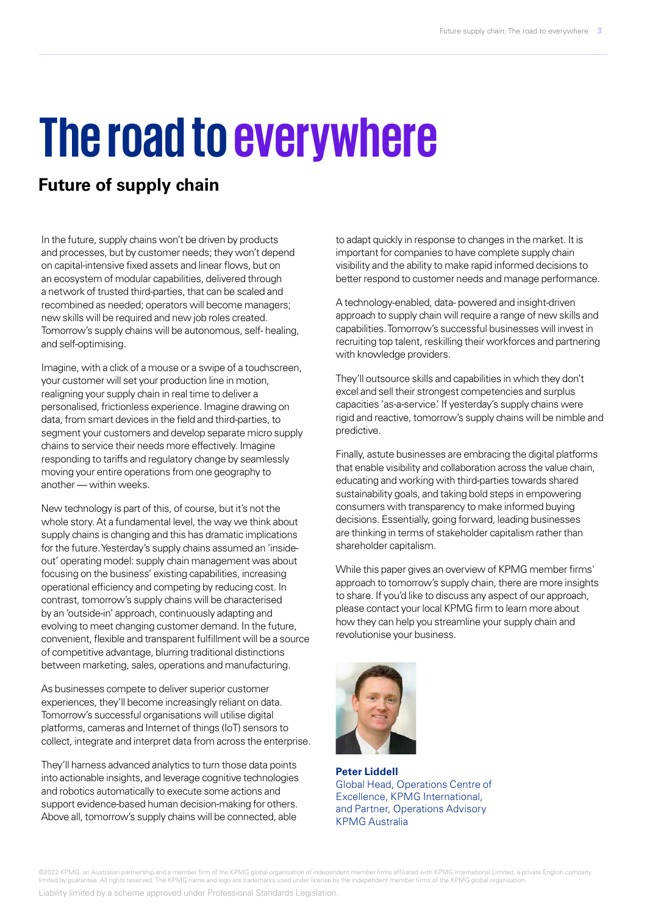# The road to everywhere

## Future of supply chain

In the future, supply chains won't be driven by products and processes, but by customer needs; they won't depend on capital-intensive fixed assets and linear flows, but on an ecosystem of modular capabilities, delivered through a network of trusted third-parties, that can be scaled and recombined as needed; operators will become managers; new skills will be required and new job roles created. Tomorrow's supply chains will be autonomous, self- healing, and self-optimising.

Imagine, with a click of a mouse or a swipe of a touchscreen, your customer will set your production line in motion, realigning your supply chain in real time to deliver a personalised, frictionless experience. Imagine drawing on data, from smart devices in the field and third-parties, to segment your customers and develop separate micro supply chains to service their needs more effectively. Imagine responding to tariffs and regulatory change by seamlessly moving your entire operations from one geography to another — within weeks.

New technology is part of this, of course, but it's not the whole story. At a fundamental level, the way we think about supply chains is changing and this has dramatic implications for the future. Yesterday's supply chains assumed an 'inside-out' operating model: supply chain management was about focusing on the business' existing capabilities, increasing operational efficiency and competing by reducing cost. In contrast, tomorrow's supply chains will be characterised by an 'outside-in' approach, continuously adapting and evolving to meet changing customer demand. In the future, convenient, flexible and transparent fulfillment will be a source of competitive advantage, blurring traditional distinctions between marketing, sales, operations and manufacturing.

As businesses compete to deliver superior customer experiences, they'll become increasingly reliant on data. Tomorrow's successful organisations will utilise digital platforms, cameras and Internet of things (IoT) sensors to collect, integrate and interpret data from across the enterprise.

They'll harness advanced analytics to turn those data points into actionable insights, and leverage cognitive technologies and robotics automatically to execute some actions and support evidence-based human decision-making for others. Above all, tomorrow's supply chains will be connected, able to adapt quickly in response to changes in the market. It is important for companies to have complete supply chain visibility and the ability to make rapid informed decisions to better respond to customer needs and manage performance.

A technology-enabled, data- powered and insight-driven approach to supply chain will require a range of new skills and capabilities. Tomorrow's successful businesses will invest in recruiting top talent, reskilling their workforces and partnering with knowledge providers.

They'll outsource skills and capabilities in which they don't excel and sell their strongest competencies and surplus capacities 'as-a-service.' If yesterday's supply chains were rigid and reactive, tomorrow's supply chains will be nimble and predictive.

Finally, astute businesses are embracing the digital platforms that enable visibility and collaboration across the value chain, educating and working with third-parties towards shared sustainability goals, and taking bold steps in empowering consumers with transparency to make informed buying decisions. Essentially, going forward, leading businesses are thinking in terms of stakeholder capitalism rather than shareholder capitalism.

While this paper gives an overview of KPMG member firms' approach to tomorrow's supply chain, there are more insights to share. If you'd like to discuss any aspect of our approach, please contact your local KPMG firm to learn more about how they can help you streamline your supply chain and revolutionise your business.

**Peter Liddell**
Global Head, Operations Centre of Excellence, KPMG International, and Partner, Operations Advisory KPMG Australia

©2022 KPMG, an Australian partnership and a member firm of the KPMG global organisation of independent member firms affiliated with KPMG International Limited, a private English company limited by guarantee. All rights reserved. The KPMG name and logo are trademarks used under license by the independent member firms of the KPMG global organisation.

Liability limited by a scheme approved under Professional Standards Legislation.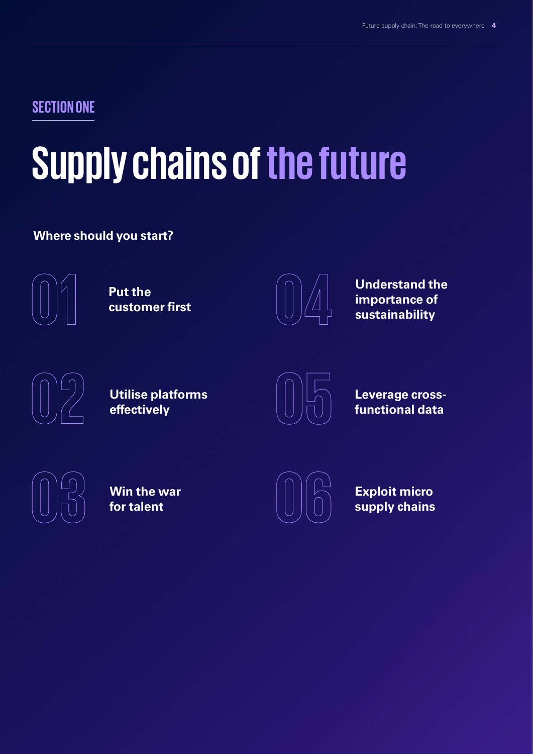SECTION ONE

# Supply chains of the future

**Where should you start?**

01 **Put the customer first**

02 **Utilise platforms effectively**

03 **Win the war for talent**

04 **Understand the importance of sustainability**

05 **Leverage cross-functional data**

06 **Exploit micro supply chains**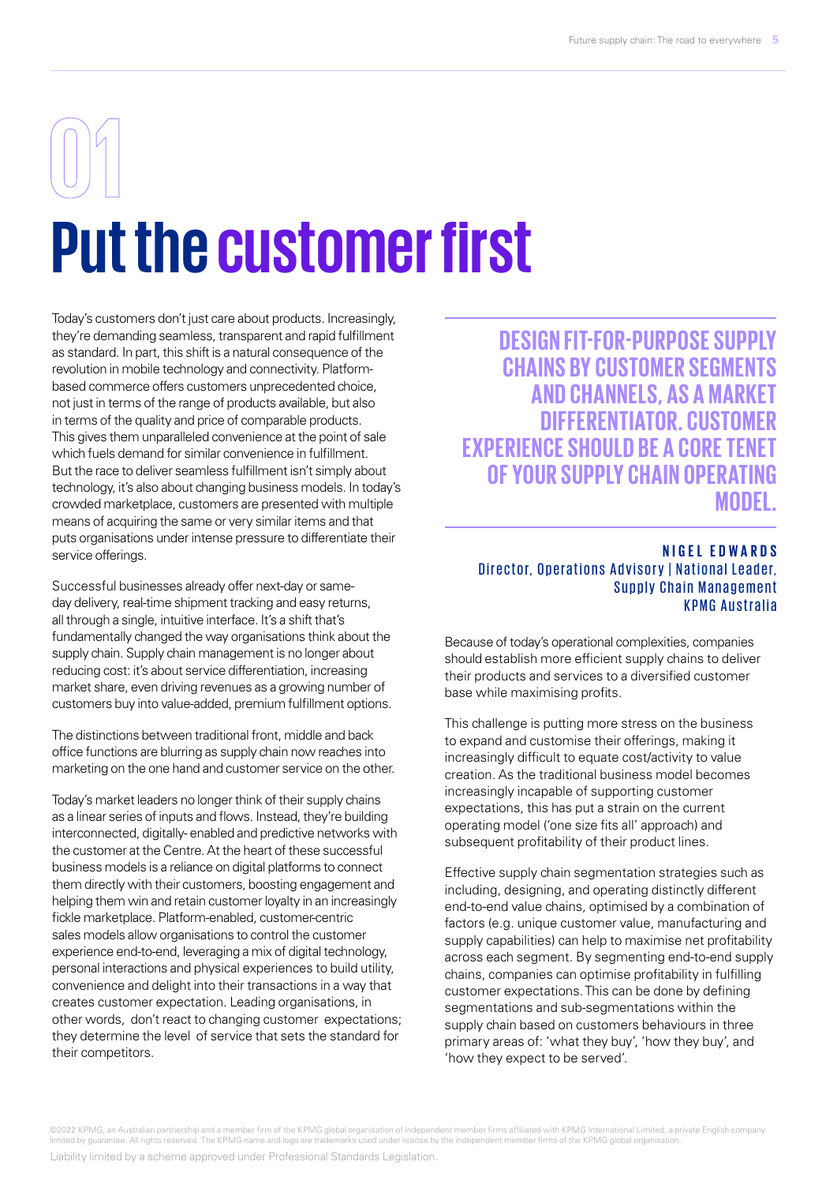# 01

# Put the customer first

Today's customers don't just care about products. Increasingly, they're demanding seamless, transparent and rapid fulfillment as standard. In part, this shift is a natural consequence of the revolution in mobile technology and connectivity. Platform-based commerce offers customers unprecedented choice, not just in terms of the range of products available, but also in terms of the quality and price of comparable products. This gives them unparalleled convenience at the point of sale which fuels demand for similar convenience in fulfillment. But the race to deliver seamless fulfillment isn't simply about technology, it's also about changing business models. In today's crowded marketplace, customers are presented with multiple means of acquiring the same or very similar items and that puts organisations under intense pressure to differentiate their service offerings.

Successful businesses already offer next-day or same-day delivery, real-time shipment tracking and easy returns, all through a single, intuitive interface. It's a shift that's fundamentally changed the way organisations think about the supply chain. Supply chain management is no longer about reducing cost: it's about service differentiation, increasing market share, even driving revenues as a growing number of customers buy into value-added, premium fulfillment options.

The distinctions between traditional front, middle and back office functions are blurring as supply chain now reaches into marketing on the one hand and customer service on the other.

Today's market leaders no longer think of their supply chains as a linear series of inputs and flows. Instead, they're building interconnected, digitally- enabled and predictive networks with the customer at the Centre. At the heart of these successful business models is a reliance on digital platforms to connect them directly with their customers, boosting engagement and helping them win and retain customer loyalty in an increasingly fickle marketplace. Platform-enabled, customer-centric sales models allow organisations to control the customer experience end-to-end, leveraging a mix of digital technology, personal interactions and physical experiences to build utility, convenience and delight into their transactions in a way that creates customer expectation. Leading organisations, in other words, don't react to changing customer expectations; they determine the level of service that sets the standard for their competitors.

> **DESIGN FIT-FOR-PURPOSE SUPPLY CHAINS BY CUSTOMER SEGMENTS AND CHANNELS, AS A MARKET DIFFERENTIATOR. CUSTOMER EXPERIENCE SHOULD BE A CORE TENET OF YOUR SUPPLY CHAIN OPERATING MODEL.**
>
> **NIGEL EDWARDS**
> Director, Operations Advisory | National Leader, Supply Chain Management
> KPMG Australia

Because of today's operational complexities, companies should establish more efficient supply chains to deliver their products and services to a diversified customer base while maximising profits.

This challenge is putting more stress on the business to expand and customise their offerings, making it increasingly difficult to equate cost/activity to value creation. As the traditional business model becomes increasingly incapable of supporting customer expectations, this has put a strain on the current operating model ('one size fits all' approach) and subsequent profitability of their product lines.

Effective supply chain segmentation strategies such as including, designing, and operating distinctly different end-to-end value chains, optimised by a combination of factors (e.g. unique customer value, manufacturing and supply capabilities) can help to maximise net profitability across each segment. By segmenting end-to-end supply chains, companies can optimise profitability in fulfilling customer expectations. This can be done by defining segmentations and sub-segmentations within the supply chain based on customers behaviours in three primary areas of: 'what they buy', 'how they buy', and 'how they expect to be served'.

©2022 KPMG, an Australian partnership and a member firm of the KPMG global organisation of independent member firms affiliated with KPMG International Limited, a private English company limited by guarantee. All rights reserved. The KPMG name and logo are trademarks used under license by the independent member firms of the KPMG global organisation.

Liability limited by a scheme approved under Professional Standards Legislation.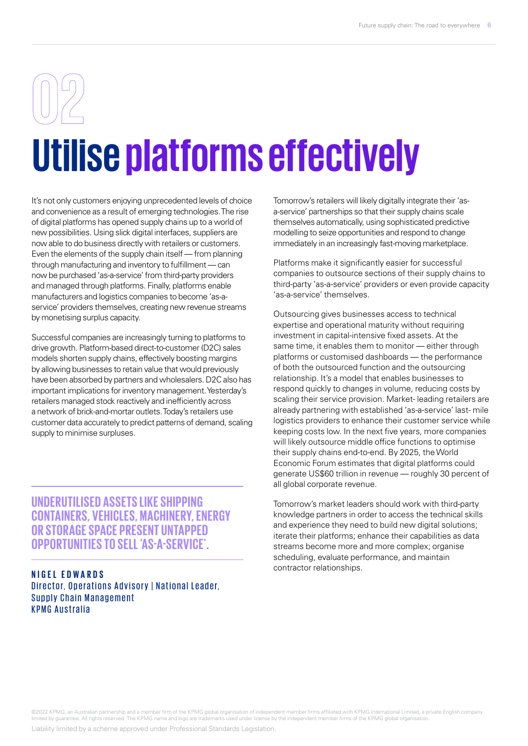# 02

# Utilise platforms effectively

It's not only customers enjoying unprecedented levels of choice and convenience as a result of emerging technologies. The rise of digital platforms has opened supply chains up to a world of new possibilities. Using slick digital interfaces, suppliers are now able to do business directly with retailers or customers. Even the elements of the supply chain itself — from planning through manufacturing and inventory to fulfillment — can now be purchased 'as-a-service' from third-party providers and managed through platforms. Finally, platforms enable manufacturers and logistics companies to become 'as-a-service' providers themselves, creating new revenue streams by monetising surplus capacity.

Successful companies are increasingly turning to platforms to drive growth. Platform-based direct-to-customer (D2C) sales models shorten supply chains, effectively boosting margins by allowing businesses to retain value that would previously have been absorbed by partners and wholesalers. D2C also has important implications for inventory management. Yesterday's retailers managed stock reactively and inefficiently across a network of brick-and-mortar outlets. Today's retailers use customer data accurately to predict patterns of demand, scaling supply to minimise surpluses.

> **UNDERUTILISED ASSETS LIKE SHIPPING CONTAINERS, VEHICLES, MACHINERY, ENERGY OR STORAGE SPACE PRESENT UNTAPPED OPPORTUNITIES TO SELL 'AS-A-SERVICE'.**
>
> **NIGEL EDWARDS**
> Director, Operations Advisory | National Leader, Supply Chain Management
> KPMG Australia

Tomorrow's retailers will likely digitally integrate their 'as-a-service' partnerships so that their supply chains scale themselves automatically, using sophisticated predictive modelling to seize opportunities and respond to change immediately in an increasingly fast-moving marketplace.

Platforms make it significantly easier for successful companies to outsource sections of their supply chains to third-party 'as-a-service' providers or even provide capacity 'as-a-service' themselves.

Outsourcing gives businesses access to technical expertise and operational maturity without requiring investment in capital-intensive fixed assets. At the same time, it enables them to monitor — either through platforms or customised dashboards — the performance of both the outsourced function and the outsourcing relationship. It's a model that enables businesses to respond quickly to changes in volume, reducing costs by scaling their service provision. Market- leading retailers are already partnering with established 'as-a-service' last- mile logistics providers to enhance their customer service while keeping costs low. In the next five years, more companies will likely outsource middle office functions to optimise their supply chains end-to-end. By 2025, the World Economic Forum estimates that digital platforms could generate US$60 trillion in revenue — roughly 30 percent of all global corporate revenue.

Tomorrow's market leaders should work with third-party knowledge partners in order to access the technical skills and experience they need to build new digital solutions; iterate their platforms; enhance their capabilities as data streams become more and more complex; organise scheduling, evaluate performance, and maintain contractor relationships.

©2022 KPMG, an Australian partnership and a member firm of the KPMG global organisation of independent member firms affiliated with KPMG International Limited, a private English company limited by guarantee. All rights reserved. The KPMG name and logo are trademarks used under license by the independent member firms of the KPMG global organisation.

Liability limited by a scheme approved under Professional Standards Legislation.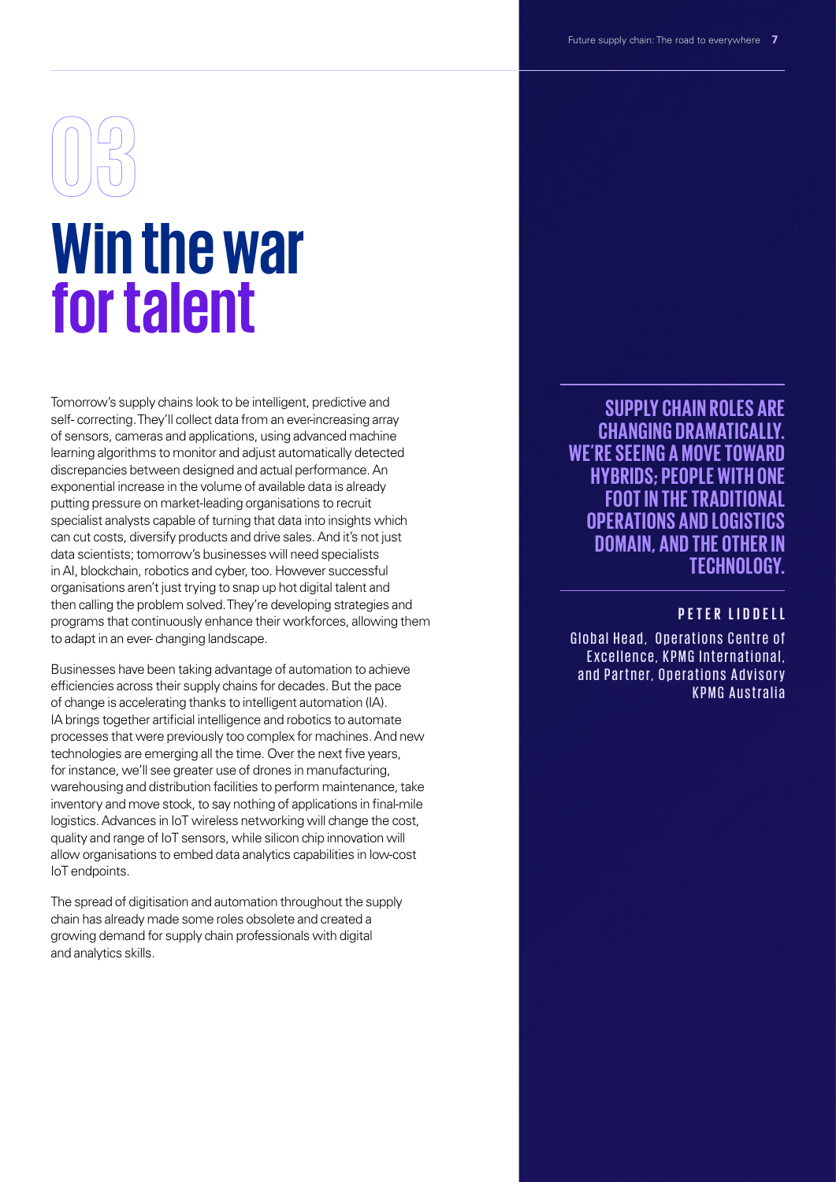03

# Win the war for talent

Tomorrow's supply chains look to be intelligent, predictive and self- correcting. They'll collect data from an ever-increasing array of sensors, cameras and applications, using advanced machine learning algorithms to monitor and adjust automatically detected discrepancies between designed and actual performance. An exponential increase in the volume of available data is already putting pressure on market-leading organisations to recruit specialist analysts capable of turning that data into insights which can cut costs, diversify products and drive sales. And it's not just data scientists; tomorrow's businesses will need specialists in AI, blockchain, robotics and cyber, too. However successful organisations aren't just trying to snap up hot digital talent and then calling the problem solved. They're developing strategies and programs that continuously enhance their workforces, allowing them to adapt in an ever- changing landscape.

Businesses have been taking advantage of automation to achieve efficiencies across their supply chains for decades. But the pace of change is accelerating thanks to intelligent automation (IA). IA brings together artificial intelligence and robotics to automate processes that were previously too complex for machines. And new technologies are emerging all the time. Over the next five years, for instance, we'll see greater use of drones in manufacturing, warehousing and distribution facilities to perform maintenance, take inventory and move stock, to say nothing of applications in final-mile logistics. Advances in IoT wireless networking will change the cost, quality and range of IoT sensors, while silicon chip innovation will allow organisations to embed data analytics capabilities in low-cost IoT endpoints.

The spread of digitisation and automation throughout the supply chain has already made some roles obsolete and created a growing demand for supply chain professionals with digital and analytics skills.

**SUPPLY CHAIN ROLES ARE CHANGING DRAMATICALLY. WE'RE SEEING A MOVE TOWARD HYBRIDS; PEOPLE WITH ONE FOOT IN THE TRADITIONAL OPERATIONS AND LOGISTICS DOMAIN, AND THE OTHER IN TECHNOLOGY.**

**PETER LIDDELL**

Global Head, Operations Centre of Excellence, KPMG International, and Partner, Operations Advisory KPMG Australia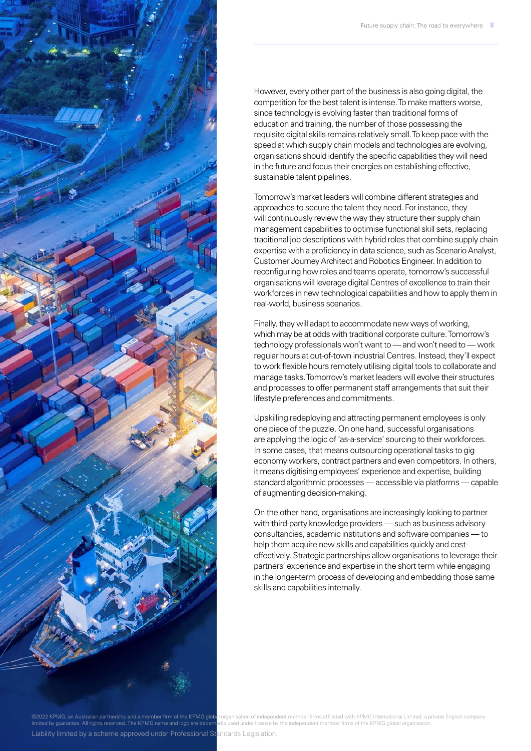However, every other part of the business is also going digital, the competition for the best talent is intense. To make matters worse, since technology is evolving faster than traditional forms of education and training, the number of those possessing the requisite digital skills remains relatively small. To keep pace with the speed at which supply chain models and technologies are evolving, organisations should identify the specific capabilities they will need in the future and focus their energies on establishing effective, sustainable talent pipelines.

Tomorrow's market leaders will combine different strategies and approaches to secure the talent they need. For instance, they will continuously review the way they structure their supply chain management capabilities to optimise functional skill sets, replacing traditional job descriptions with hybrid roles that combine supply chain expertise with a proficiency in data science, such as Scenario Analyst, Customer Journey Architect and Robotics Engineer. In addition to reconfiguring how roles and teams operate, tomorrow's successful organisations will leverage digital Centres of excellence to train their workforces in new technological capabilities and how to apply them in real-world, business scenarios.

Finally, they will adapt to accommodate new ways of working, which may be at odds with traditional corporate culture. Tomorrow's technology professionals won't want to — and won't need to — work regular hours at out-of-town industrial Centres. Instead, they'll expect to work flexible hours remotely utilising digital tools to collaborate and manage tasks. Tomorrow's market leaders will evolve their structures and processes to offer permanent staff arrangements that suit their lifestyle preferences and commitments.

Upskilling redeploying and attracting permanent employees is only one piece of the puzzle. On one hand, successful organisations are applying the logic of 'as-a-service' sourcing to their workforces. In some cases, that means outsourcing operational tasks to gig economy workers, contract partners and even competitors. In others, it means digitising employees' experience and expertise, building standard algorithmic processes — accessible via platforms — capable of augmenting decision-making.

On the other hand, organisations are increasingly looking to partner with third-party knowledge providers — such as business advisory consultancies, academic institutions and software companies — to help them acquire new skills and capabilities quickly and cost-effectively. Strategic partnerships allow organisations to leverage their partners' experience and expertise in the short term while engaging in the longer-term process of developing and embedding those same skills and capabilities internally.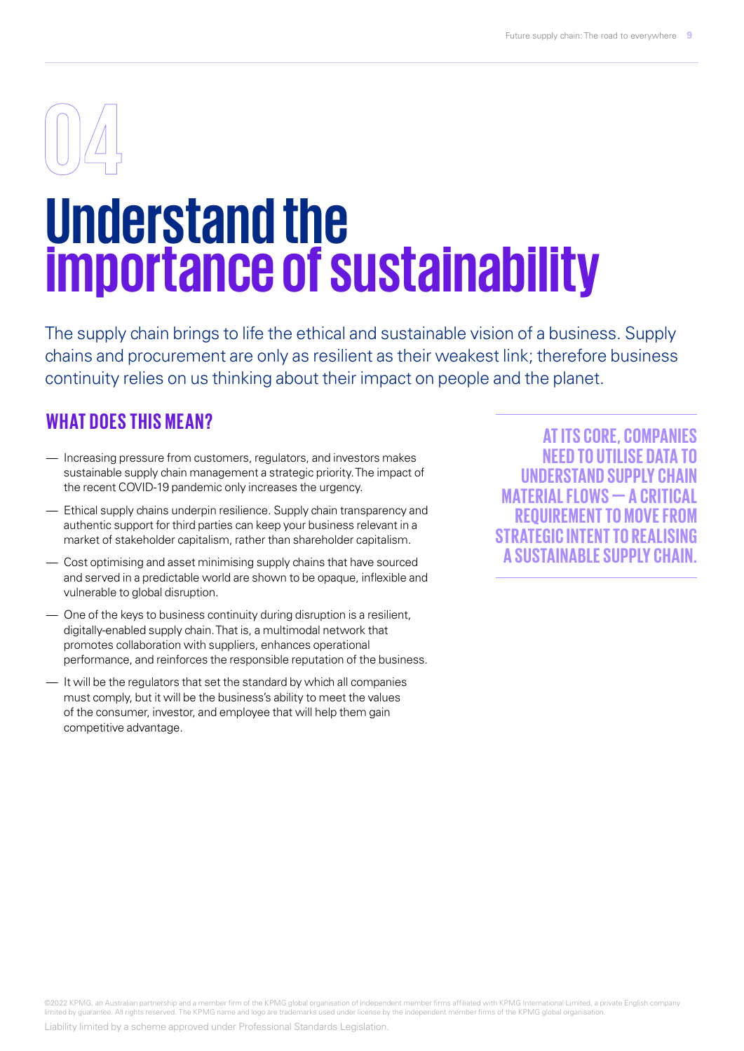04

# Understand the importance of sustainability

The supply chain brings to life the ethical and sustainable vision of a business. Supply chains and procurement are only as resilient as their weakest link; therefore business continuity relies on us thinking about their impact on people and the planet.

## WHAT DOES THIS MEAN?

- Increasing pressure from customers, regulators, and investors makes sustainable supply chain management a strategic priority. The impact of the recent COVID-19 pandemic only increases the urgency.
- Ethical supply chains underpin resilience. Supply chain transparency and authentic support for third parties can keep your business relevant in a market of stakeholder capitalism, rather than shareholder capitalism.
- Cost optimising and asset minimising supply chains that have sourced and served in a predictable world are shown to be opaque, inflexible and vulnerable to global disruption.
- One of the keys to business continuity during disruption is a resilient, digitally-enabled supply chain. That is, a multimodal network that promotes collaboration with suppliers, enhances operational performance, and reinforces the responsible reputation of the business.
- It will be the regulators that set the standard by which all companies must comply, but it will be the business's ability to meet the values of the consumer, investor, and employee that will help them gain competitive advantage.

**AT ITS CORE, COMPANIES NEED TO UTILISE DATA TO UNDERSTAND SUPPLY CHAIN MATERIAL FLOWS — A CRITICAL REQUIREMENT TO MOVE FROM STRATEGIC INTENT TO REALISING A SUSTAINABLE SUPPLY CHAIN.**

©2022 KPMG, an Australian partnership and a member firm of the KPMG global organisation of independent member firms affiliated with KPMG International Limited, a private English company limited by guarantee. All rights reserved. The KPMG name and logo are trademarks used under license by the independent member firms of the KPMG global organisation.

Liability limited by a scheme approved under Professional Standards Legislation.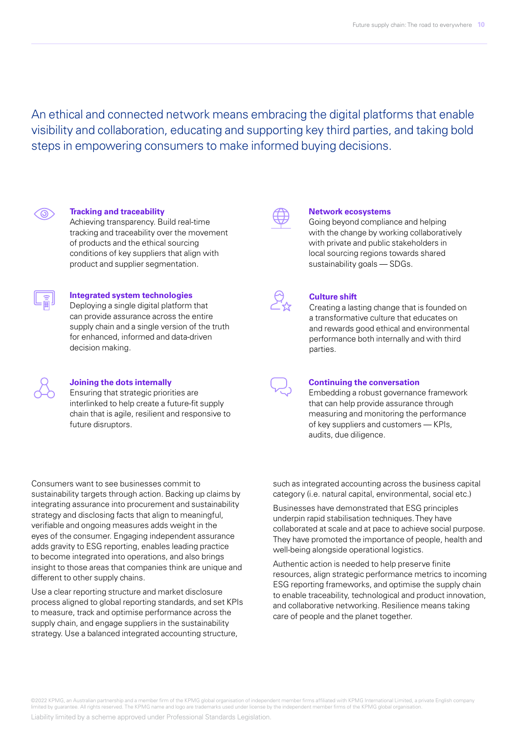An ethical and connected network means embracing the digital platforms that enable visibility and collaboration, educating and supporting key third parties, and taking bold steps in empowering consumers to make informed buying decisions.

**Tracking and traceability**
Achieving transparency. Build real-time tracking and traceability over the movement of products and the ethical sourcing conditions of key suppliers that align with product and supplier segmentation.

**Integrated system technologies**
Deploying a single digital platform that can provide assurance across the entire supply chain and a single version of the truth for enhanced, informed and data-driven decision making.

**Joining the dots internally**
Ensuring that strategic priorities are interlinked to help create a future-fit supply chain that is agile, resilient and responsive to future disruptors.

**Network ecosystems**
Going beyond compliance and helping with the change by working collaboratively with private and public stakeholders in local sourcing regions towards shared sustainability goals — SDGs.

**Culture shift**
Creating a lasting change that is founded on a transformative culture that educates on and rewards good ethical and environmental performance both internally and with third parties.

**Continuing the conversation**
Embedding a robust governance framework that can help provide assurance through measuring and monitoring the performance of key suppliers and customers — KPIs, audits, due diligence.

Consumers want to see businesses commit to sustainability targets through action. Backing up claims by integrating assurance into procurement and sustainability strategy and disclosing facts that align to meaningful, verifiable and ongoing measures adds weight in the eyes of the consumer. Engaging independent assurance adds gravity to ESG reporting, enables leading practice to become integrated into operations, and also brings insight to those areas that companies think are unique and different to other supply chains.

Use a clear reporting structure and market disclosure process aligned to global reporting standards, and set KPIs to measure, track and optimise performance across the supply chain, and engage suppliers in the sustainability strategy. Use a balanced integrated accounting structure, such as integrated accounting across the business capital category (i.e. natural capital, environmental, social etc.)

Businesses have demonstrated that ESG principles underpin rapid stabilisation techniques. They have collaborated at scale and at pace to achieve social purpose. They have promoted the importance of people, health and well-being alongside operational logistics.

Authentic action is needed to help preserve finite resources, align strategic performance metrics to incoming ESG reporting frameworks, and optimise the supply chain to enable traceability, technological and product innovation, and collaborative networking. Resilience means taking care of people and the planet together.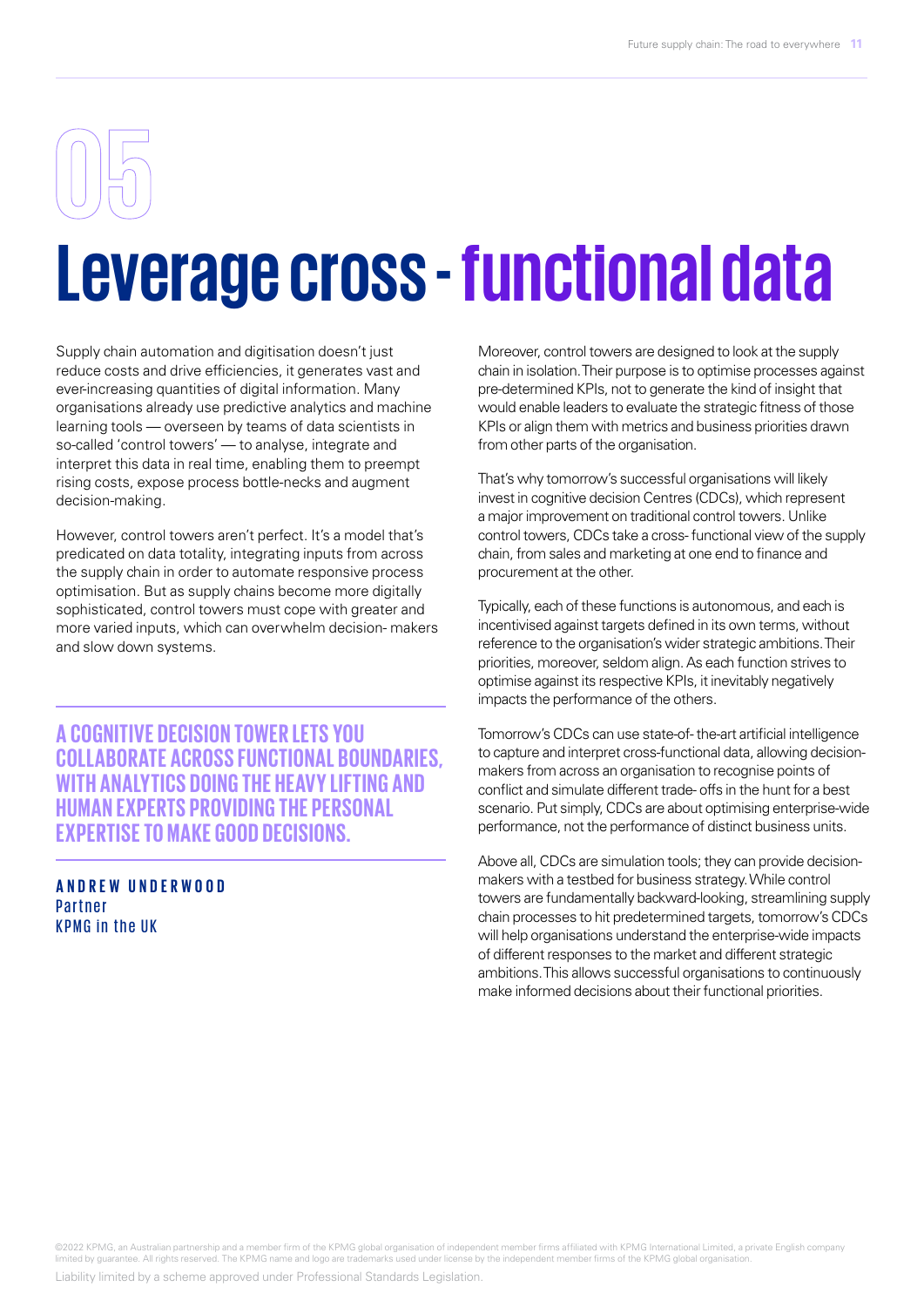05

# Leverage cross - functional data

Supply chain automation and digitisation doesn't just reduce costs and drive efficiencies, it generates vast and ever-increasing quantities of digital information. Many organisations already use predictive analytics and machine learning tools — overseen by teams of data scientists in so-called 'control towers' — to analyse, integrate and interpret this data in real time, enabling them to preempt rising costs, expose process bottle-necks and augment decision-making.

However, control towers aren't perfect. It's a model that's predicated on data totality, integrating inputs from across the supply chain in order to automate responsive process optimisation. But as supply chains become more digitally sophisticated, control towers must cope with greater and more varied inputs, which can overwhelm decision- makers and slow down systems.

> **A COGNITIVE DECISION TOWER LETS YOU COLLABORATE ACROSS FUNCTIONAL BOUNDARIES, WITH ANALYTICS DOING THE HEAVY LIFTING AND HUMAN EXPERTS PROVIDING THE PERSONAL EXPERTISE TO MAKE GOOD DECISIONS.**
>
> **ANDREW UNDERWOOD**
> Partner
> KPMG in the UK

Moreover, control towers are designed to look at the supply chain in isolation. Their purpose is to optimise processes against pre-determined KPIs, not to generate the kind of insight that would enable leaders to evaluate the strategic fitness of those KPIs or align them with metrics and business priorities drawn from other parts of the organisation.

That's why tomorrow's successful organisations will likely invest in cognitive decision Centres (CDCs), which represent a major improvement on traditional control towers. Unlike control towers, CDCs take a cross- functional view of the supply chain, from sales and marketing at one end to finance and procurement at the other.

Typically, each of these functions is autonomous, and each is incentivised against targets defined in its own terms, without reference to the organisation's wider strategic ambitions. Their priorities, moreover, seldom align. As each function strives to optimise against its respective KPIs, it inevitably negatively impacts the performance of the others.

Tomorrow's CDCs can use state-of- the-art artificial intelligence to capture and interpret cross-functional data, allowing decision-makers from across an organisation to recognise points of conflict and simulate different trade- offs in the hunt for a best scenario. Put simply, CDCs are about optimising enterprise-wide performance, not the performance of distinct business units.

Above all, CDCs are simulation tools; they can provide decision-makers with a testbed for business strategy. While control towers are fundamentally backward-looking, streamlining supply chain processes to hit predetermined targets, tomorrow's CDCs will help organisations understand the enterprise-wide impacts of different responses to the market and different strategic ambitions. This allows successful organisations to continuously make informed decisions about their functional priorities.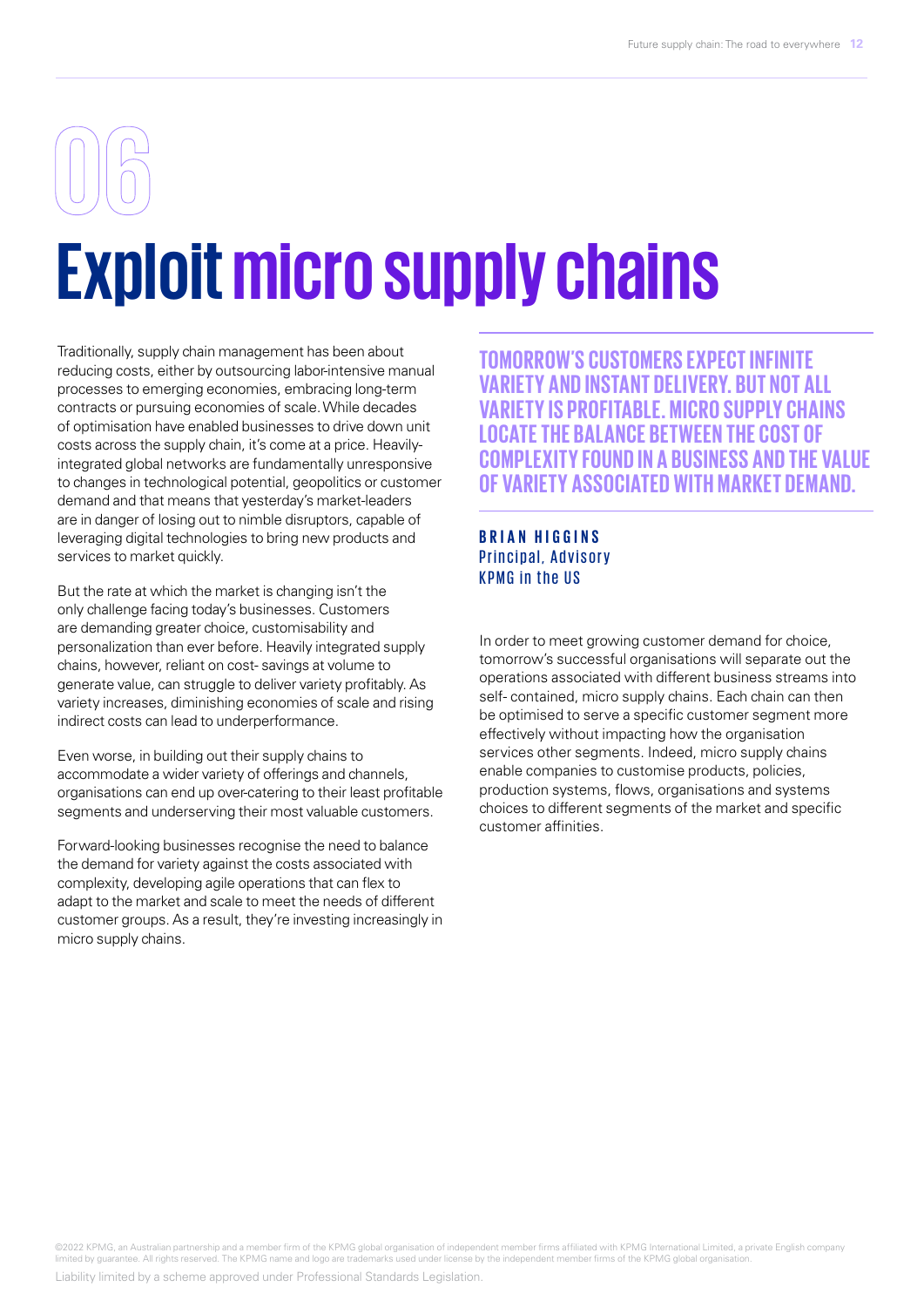# 06

# Exploit micro supply chains

Traditionally, supply chain management has been about reducing costs, either by outsourcing labor-intensive manual processes to emerging economies, embracing long-term contracts or pursuing economies of scale. While decades of optimisation have enabled businesses to drive down unit costs across the supply chain, it's come at a price. Heavily-integrated global networks are fundamentally unresponsive to changes in technological potential, geopolitics or customer demand and that means that yesterday's market-leaders are in danger of losing out to nimble disruptors, capable of leveraging digital technologies to bring new products and services to market quickly.

But the rate at which the market is changing isn't the only challenge facing today's businesses. Customers are demanding greater choice, customisability and personalization than ever before. Heavily integrated supply chains, however, reliant on cost- savings at volume to generate value, can struggle to deliver variety profitably. As variety increases, diminishing economies of scale and rising indirect costs can lead to underperformance.

Even worse, in building out their supply chains to accommodate a wider variety of offerings and channels, organisations can end up over-catering to their least profitable segments and underserving their most valuable customers.

Forward-looking businesses recognise the need to balance the demand for variety against the costs associated with complexity, developing agile operations that can flex to adapt to the market and scale to meet the needs of different customer groups. As a result, they're investing increasingly in micro supply chains.

> TOMORROW'S CUSTOMERS EXPECT INFINITE VARIETY AND INSTANT DELIVERY. BUT NOT ALL VARIETY IS PROFITABLE. MICRO SUPPLY CHAINS LOCATE THE BALANCE BETWEEN THE COST OF COMPLEXITY FOUND IN A BUSINESS AND THE VALUE OF VARIETY ASSOCIATED WITH MARKET DEMAND.

**BRIAN HIGGINS**
Principal, Advisory
KPMG in the US

In order to meet growing customer demand for choice, tomorrow's successful organisations will separate out the operations associated with different business streams into self- contained, micro supply chains. Each chain can then be optimised to serve a specific customer segment more effectively without impacting how the organisation services other segments. Indeed, micro supply chains enable companies to customise products, policies, production systems, flows, organisations and systems choices to different segments of the market and specific customer affinities.

©2022 KPMG, an Australian partnership and a member firm of the KPMG global organisation of independent member firms affiliated with KPMG International Limited, a private English company limited by guarantee. All rights reserved. The KPMG name and logo are trademarks used under license by the independent member firms of the KPMG global organisation.

Liability limited by a scheme approved under Professional Standards Legislation.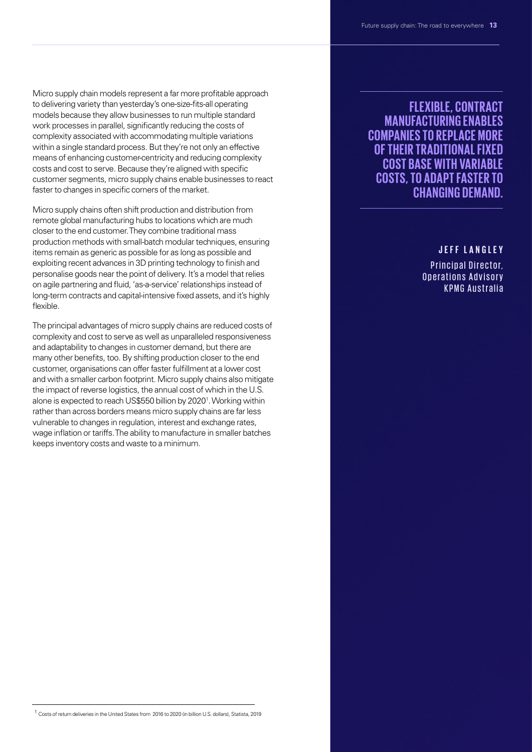Micro supply chain models represent a far more profitable approach to delivering variety than yesterday's one-size-fits-all operating models because they allow businesses to run multiple standard work processes in parallel, significantly reducing the costs of complexity associated with accommodating multiple variations within a single standard process. But they're not only an effective means of enhancing customer-centricity and reducing complexity costs and cost to serve. Because they're aligned with specific customer segments, micro supply chains enable businesses to react faster to changes in specific corners of the market.

Micro supply chains often shift production and distribution from remote global manufacturing hubs to locations which are much closer to the end customer. They combine traditional mass production methods with small-batch modular techniques, ensuring items remain as generic as possible for as long as possible and exploiting recent advances in 3D printing technology to finish and personalise goods near the point of delivery. It's a model that relies on agile partnering and fluid, 'as-a-service' relationships instead of long-term contracts and capital-intensive fixed assets, and it's highly flexible.

The principal advantages of micro supply chains are reduced costs of complexity and cost to serve as well as unparalleled responsiveness and adaptability to changes in customer demand, but there are many other benefits, too. By shifting production closer to the end customer, organisations can offer faster fulfillment at a lower cost and with a smaller carbon footprint. Micro supply chains also mitigate the impact of reverse logistics, the annual cost of which in the U.S. alone is expected to reach US$550 billion by 2020[1]. Working within rather than across borders means micro supply chains are far less vulnerable to changes in regulation, interest and exchange rates, wage inflation or tariffs. The ability to manufacture in smaller batches keeps inventory costs and waste to a minimum.

**FLEXIBLE, CONTRACT MANUFACTURING ENABLES COMPANIES TO REPLACE MORE OF THEIR TRADITIONAL FIXED COST BASE WITH VARIABLE COSTS, TO ADAPT FASTER TO CHANGING DEMAND.**

**JEFF LANGLEY**
Principal Director, Operations Advisory
KPMG Australia

[1] Costs of return deliveries in the United States from 2016 to 2020 (in billion U.S. dollars), Statista, 2019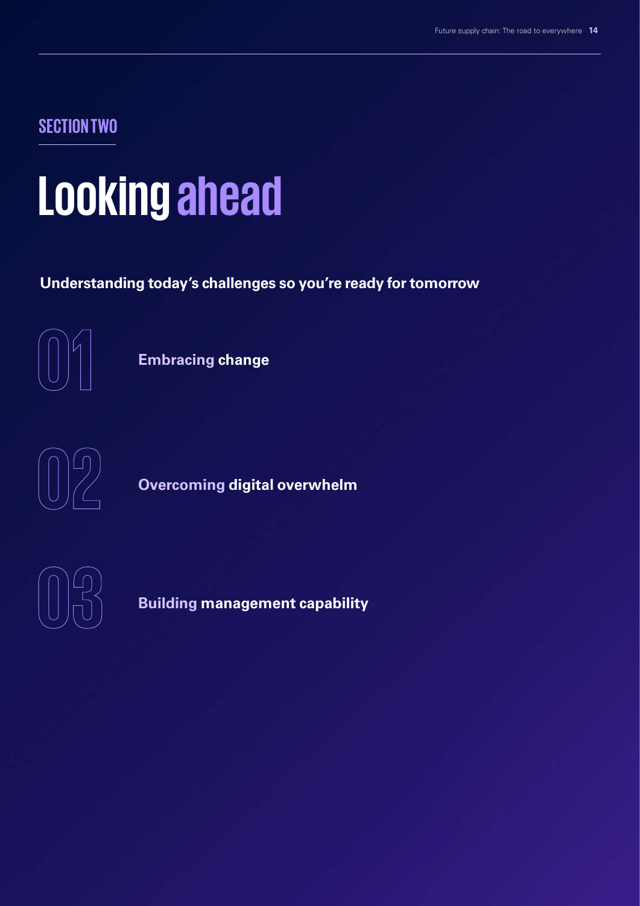SECTION TWO

# Looking ahead

**Understanding today's challenges so you're ready for tomorrow**

01 **Embracing change**

02 **Overcoming digital overwhelm**

03 **Building management capability**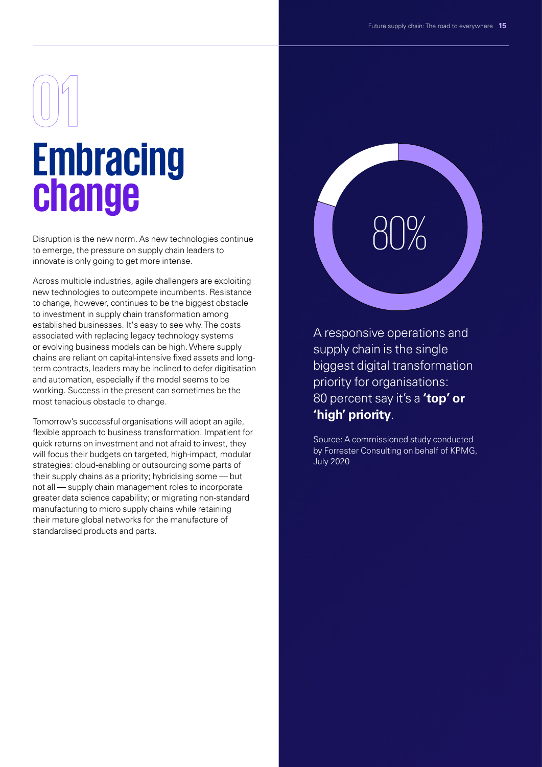# 01 Embracing change

Disruption is the new norm. As new technologies continue to emerge, the pressure on supply chain leaders to innovate is only going to get more intense.

Across multiple industries, agile challengers are exploiting new technologies to outcompete incumbents. Resistance to change, however, continues to be the biggest obstacle to investment in supply chain transformation among established businesses. It's easy to see why. The costs associated with replacing legacy technology systems or evolving business models can be high. Where supply chains are reliant on capital-intensive fixed assets and long-term contracts, leaders may be inclined to defer digitisation and automation, especially if the model seems to be working. Success in the present can sometimes be the most tenacious obstacle to change.

Tomorrow's successful organisations will adopt an agile, flexible approach to business transformation. Impatient for quick returns on investment and not afraid to invest, they will focus their budgets on targeted, high-impact, modular strategies: cloud-enabling or outsourcing some parts of their supply chains as a priority; hybridising some — but not all — supply chain management roles to incorporate greater data science capability; or migrating non-standard manufacturing to micro supply chains while retaining their mature global networks for the manufacture of standardised products and parts.

80%

A responsive operations and supply chain is the single biggest digital transformation priority for organisations: 80 percent say it's a **'top' or 'high' priority**.

Source: A commissioned study conducted by Forrester Consulting on behalf of KPMG, July 2020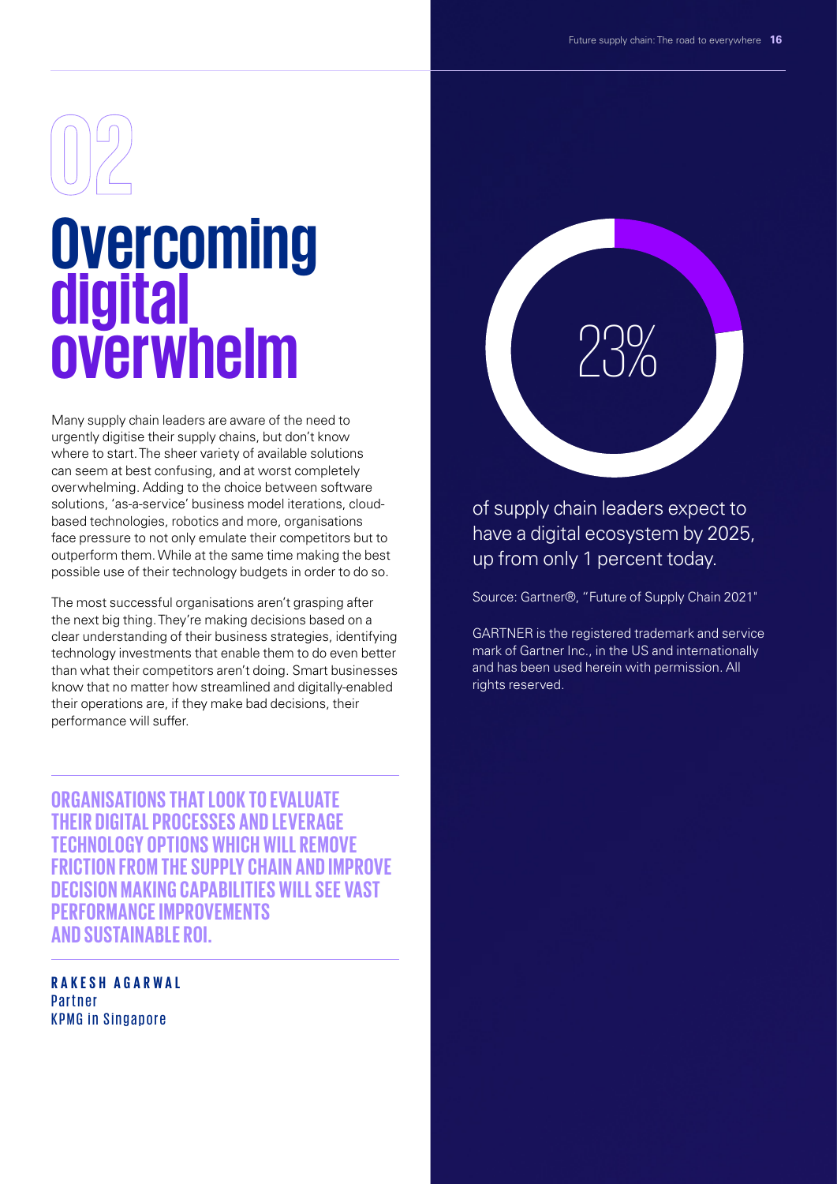# 02

# Overcoming digital overwhelm

Many supply chain leaders are aware of the need to urgently digitise their supply chains, but don't know where to start. The sheer variety of available solutions can seem at best confusing, and at worst completely overwhelming. Adding to the choice between software solutions, 'as-a-service' business model iterations, cloud-based technologies, robotics and more, organisations face pressure to not only emulate their competitors but to outperform them. While at the same time making the best possible use of their technology budgets in order to do so.

The most successful organisations aren't grasping after the next big thing. They're making decisions based on a clear understanding of their business strategies, identifying technology investments that enable them to do even better than what their competitors aren't doing. Smart businesses know that no matter how streamlined and digitally-enabled their operations are, if they make bad decisions, their performance will suffer.

**ORGANISATIONS THAT LOOK TO EVALUATE THEIR DIGITAL PROCESSES AND LEVERAGE TECHNOLOGY OPTIONS WHICH WILL REMOVE FRICTION FROM THE SUPPLY CHAIN AND IMPROVE DECISION MAKING CAPABILITIES WILL SEE VAST PERFORMANCE IMPROVEMENTS AND SUSTAINABLE ROI.**

**RAKESH AGARWAL**
Partner
KPMG in Singapore

23%

of supply chain leaders expect to have a digital ecosystem by 2025, up from only 1 percent today.

Source: Gartner®, "Future of Supply Chain 2021"

GARTNER is the registered trademark and service mark of Gartner Inc., in the US and internationally and has been used herein with permission. All rights reserved.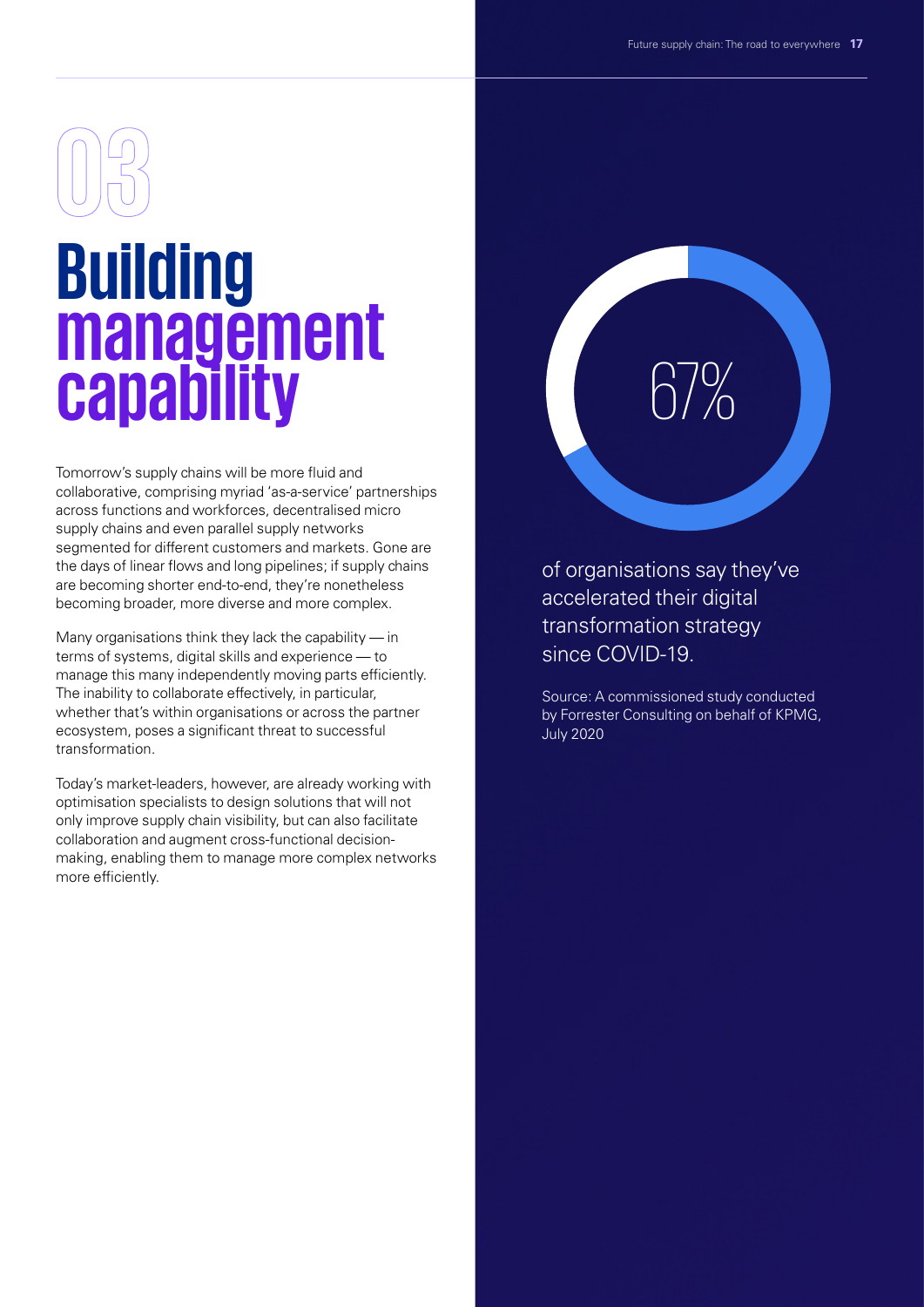# 03

# Building management capability

Tomorrow's supply chains will be more fluid and collaborative, comprising myriad 'as-a-service' partnerships across functions and workforces, decentralised micro supply chains and even parallel supply networks segmented for different customers and markets. Gone are the days of linear flows and long pipelines; if supply chains are becoming shorter end-to-end, they're nonetheless becoming broader, more diverse and more complex.

Many organisations think they lack the capability — in terms of systems, digital skills and experience — to manage this many independently moving parts efficiently. The inability to collaborate effectively, in particular, whether that's within organisations or across the partner ecosystem, poses a significant threat to successful transformation.

Today's market-leaders, however, are already working with optimisation specialists to design solutions that will not only improve supply chain visibility, but can also facilitate collaboration and augment cross-functional decision-making, enabling them to manage more complex networks more efficiently.

67%

of organisations say they've accelerated their digital transformation strategy since COVID-19.

Source: A commissioned study conducted by Forrester Consulting on behalf of KPMG, July 2020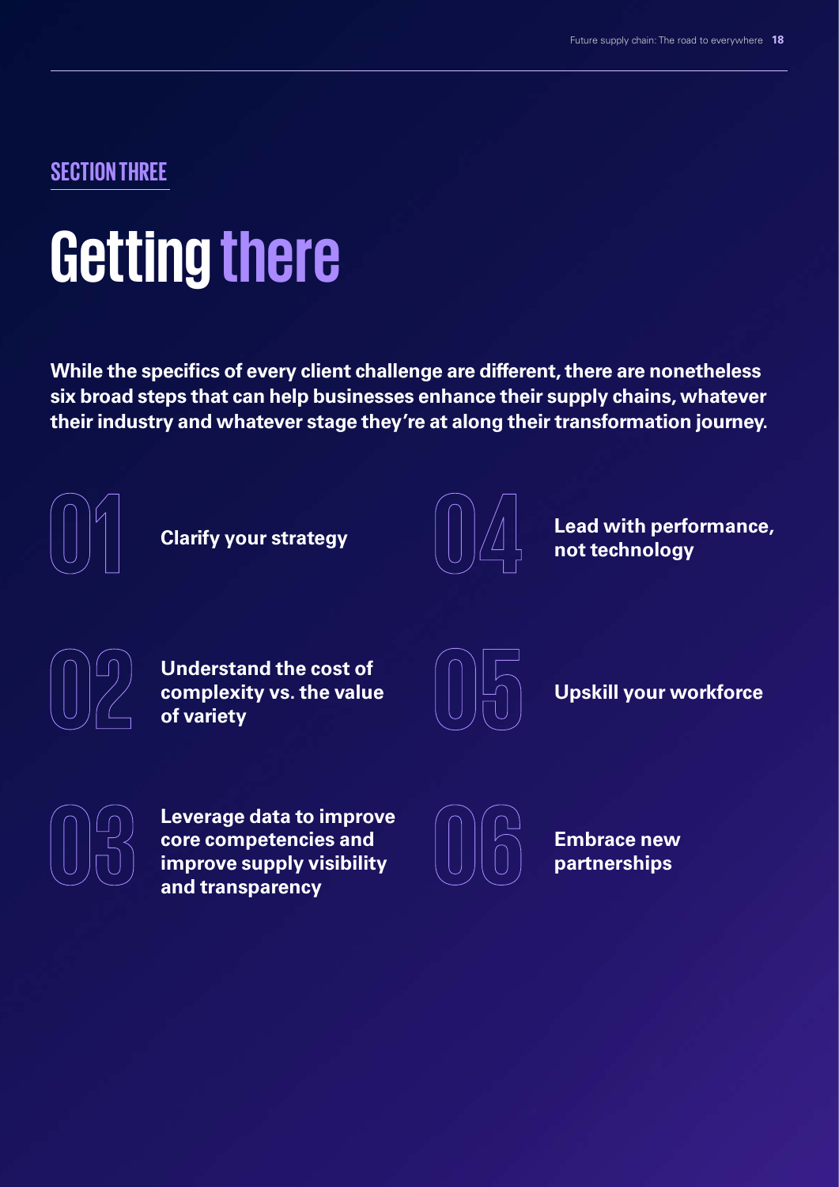SECTION THREE

# Getting there

**While the specifics of every client challenge are different, there are nonetheless six broad steps that can help businesses enhance their supply chains, whatever their industry and whatever stage they're at along their transformation journey.**

01 **Clarify your strategy**

02 **Understand the cost of complexity vs. the value of variety**

03 **Leverage data to improve core competencies and improve supply visibility and transparency**

04 **Lead with performance, not technology**

05 **Upskill your workforce**

06 **Embrace new partnerships**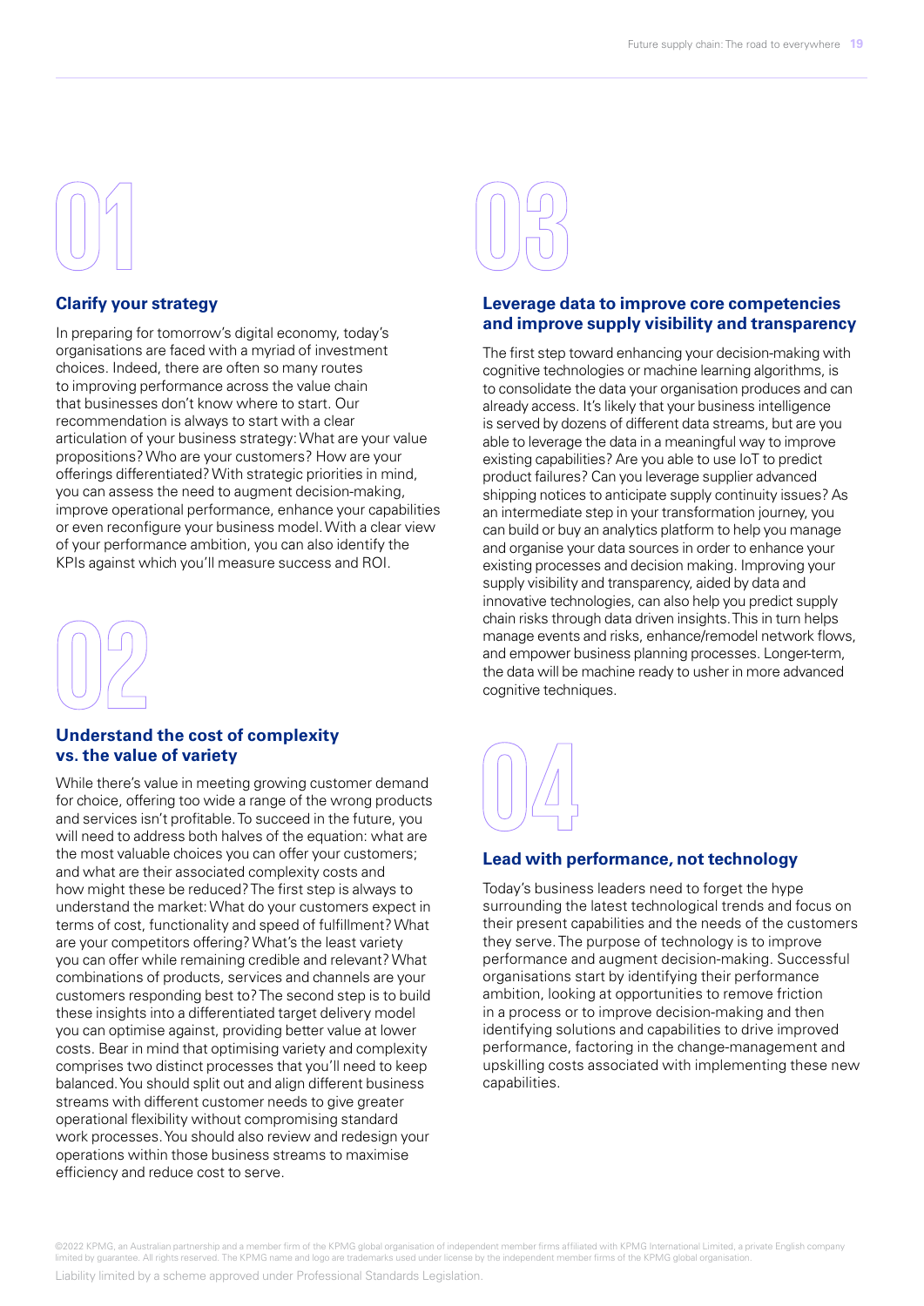01

## Clarify your strategy

In preparing for tomorrow's digital economy, today's organisations are faced with a myriad of investment choices. Indeed, there are often so many routes to improving performance across the value chain that businesses don't know where to start. Our recommendation is always to start with a clear articulation of your business strategy: What are your value propositions? Who are your customers? How are your offerings differentiated? With strategic priorities in mind, you can assess the need to augment decision-making, improve operational performance, enhance your capabilities or even reconfigure your business model. With a clear view of your performance ambition, you can also identify the KPIs against which you'll measure success and ROI.

02

## Understand the cost of complexity vs. the value of variety

While there's value in meeting growing customer demand for choice, offering too wide a range of the wrong products and services isn't profitable. To succeed in the future, you will need to address both halves of the equation: what are the most valuable choices you can offer your customers; and what are their associated complexity costs and how might these be reduced? The first step is always to understand the market: What do your customers expect in terms of cost, functionality and speed of fulfillment? What are your competitors offering? What's the least variety you can offer while remaining credible and relevant? What combinations of products, services and channels are your customers responding best to? The second step is to build these insights into a differentiated target delivery model you can optimise against, providing better value at lower costs. Bear in mind that optimising variety and complexity comprises two distinct processes that you'll need to keep balanced. You should split out and align different business streams with different customer needs to give greater operational flexibility without compromising standard work processes. You should also review and redesign your operations within those business streams to maximise efficiency and reduce cost to serve.

03

## Leverage data to improve core competencies and improve supply visibility and transparency

The first step toward enhancing your decision-making with cognitive technologies or machine learning algorithms, is to consolidate the data your organisation produces and can already access. It's likely that your business intelligence is served by dozens of different data streams, but are you able to leverage the data in a meaningful way to improve existing capabilities? Are you able to use IoT to predict product failures? Can you leverage supplier advanced shipping notices to anticipate supply continuity issues? As an intermediate step in your transformation journey, you can build or buy an analytics platform to help you manage and organise your data sources in order to enhance your existing processes and decision making. Improving your supply visibility and transparency, aided by data and innovative technologies, can also help you predict supply chain risks through data driven insights. This in turn helps manage events and risks, enhance/remodel network flows, and empower business planning processes. Longer-term, the data will be machine ready to usher in more advanced cognitive techniques.

04

## Lead with performance, not technology

Today's business leaders need to forget the hype surrounding the latest technological trends and focus on their present capabilities and the needs of the customers they serve. The purpose of technology is to improve performance and augment decision-making. Successful organisations start by identifying their performance ambition, looking at opportunities to remove friction in a process or to improve decision-making and then identifying solutions and capabilities to drive improved performance, factoring in the change-management and upskilling costs associated with implementing these new capabilities.

©2022 KPMG, an Australian partnership and a member firm of the KPMG global organisation of independent member firms affiliated with KPMG International Limited, a private English company limited by guarantee. All rights reserved. The KPMG name and logo are trademarks used under license by the independent member firms of the KPMG global organisation.

Liability limited by a scheme approved under Professional Standards Legislation.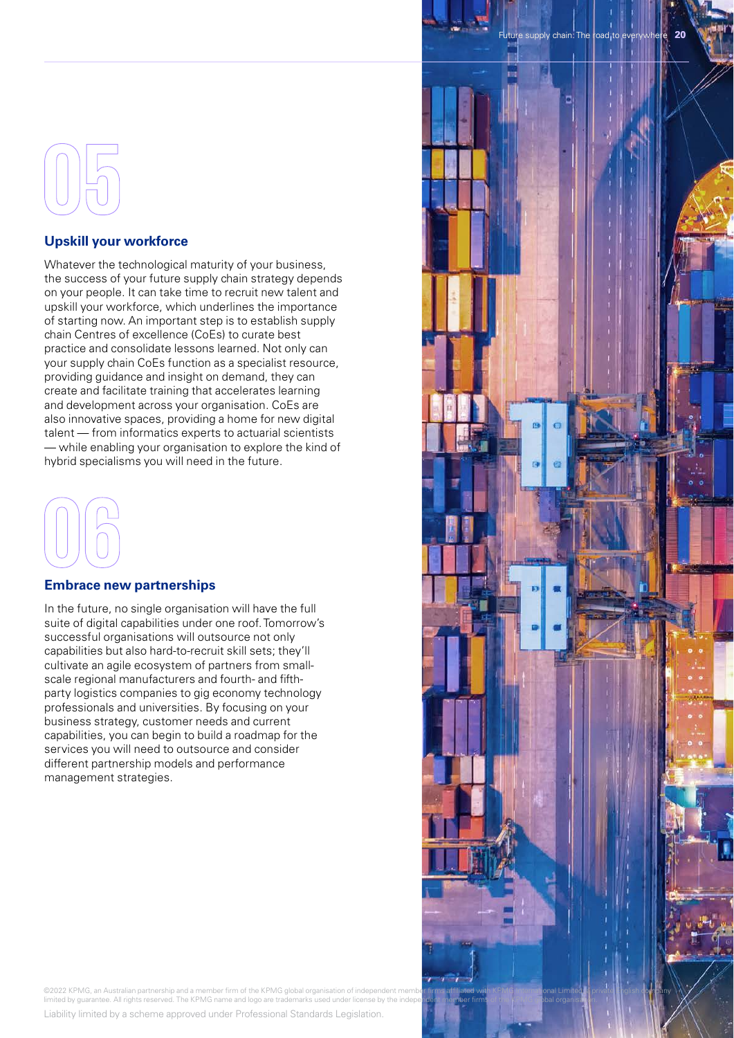05

## Upskill your workforce

Whatever the technological maturity of your business, the success of your future supply chain strategy depends on your people. It can take time to recruit new talent and upskill your workforce, which underlines the importance of starting now. An important step is to establish supply chain Centres of excellence (CoEs) to curate best practice and consolidate lessons learned. Not only can your supply chain CoEs function as a specialist resource, providing guidance and insight on demand, they can create and facilitate training that accelerates learning and development across your organisation. CoEs are also innovative spaces, providing a home for new digital talent — from informatics experts to actuarial scientists — while enabling your organisation to explore the kind of hybrid specialisms you will need in the future.

06

## Embrace new partnerships

In the future, no single organisation will have the full suite of digital capabilities under one roof. Tomorrow's successful organisations will outsource not only capabilities but also hard-to-recruit skill sets; they'll cultivate an agile ecosystem of partners from small-scale regional manufacturers and fourth- and fifth-party logistics companies to gig economy technology professionals and universities. By focusing on your business strategy, customer needs and current capabilities, you can begin to build a roadmap for the services you will need to outsource and consider different partnership models and performance management strategies.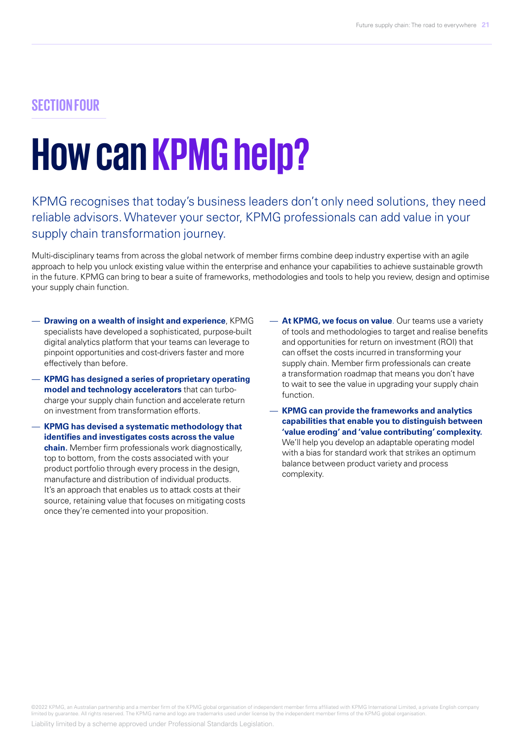SECTION FOUR

# How can KPMG help?

KPMG recognises that today's business leaders don't only need solutions, they need reliable advisors. Whatever your sector, KPMG professionals can add value in your supply chain transformation journey.

Multi-disciplinary teams from across the global network of member firms combine deep industry expertise with an agile approach to help you unlock existing value within the enterprise and enhance your capabilities to achieve sustainable growth in the future. KPMG can bring to bear a suite of frameworks, methodologies and tools to help you review, design and optimise your supply chain function.

- **Drawing on a wealth of insight and experience**, KPMG specialists have developed a sophisticated, purpose-built digital analytics platform that your teams can leverage to pinpoint opportunities and cost-drivers faster and more effectively than before.
- **KPMG has designed a series of proprietary operating model and technology accelerators** that can turbo-charge your supply chain function and accelerate return on investment from transformation efforts.
- **KPMG has devised a systematic methodology that identifies and investigates costs across the value chain.** Member firm professionals work diagnostically, top to bottom, from the costs associated with your product portfolio through every process in the design, manufacture and distribution of individual products. It's an approach that enables us to attack costs at their source, retaining value that focuses on mitigating costs once they're cemented into your proposition.
- **At KPMG, we focus on value**. Our teams use a variety of tools and methodologies to target and realise benefits and opportunities for return on investment (ROI) that can offset the costs incurred in transforming your supply chain. Member firm professionals can create a transformation roadmap that means you don't have to wait to see the value in upgrading your supply chain function.
- **KPMG can provide the frameworks and analytics capabilities that enable you to distinguish between 'value eroding' and 'value contributing' complexity.** We'll help you develop an adaptable operating model with a bias for standard work that strikes an optimum balance between product variety and process complexity.

©2022 KPMG, an Australian partnership and a member firm of the KPMG global organisation of independent member firms affiliated with KPMG International Limited, a private English company limited by guarantee. All rights reserved. The KPMG name and logo are trademarks used under license by the independent member firms of the KPMG global organisation.

Liability limited by a scheme approved under Professional Standards Legislation.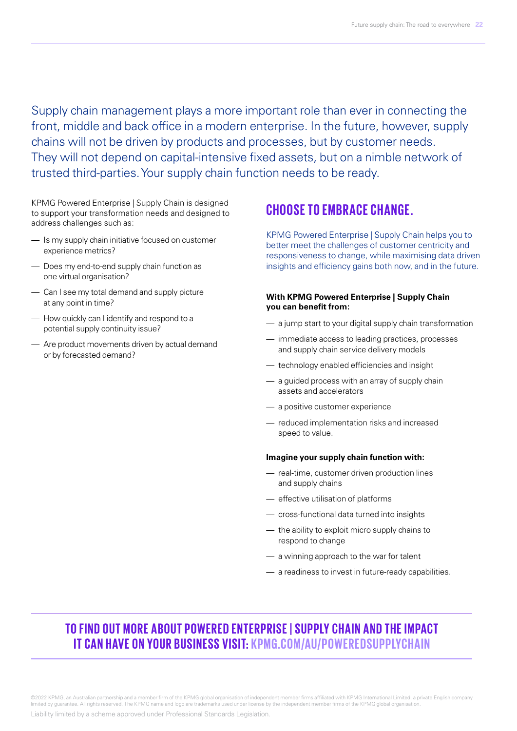Supply chain management plays a more important role than ever in connecting the front, middle and back office in a modern enterprise. In the future, however, supply chains will not be driven by products and processes, but by customer needs. They will not depend on capital-intensive fixed assets, but on a nimble network of trusted third-parties. Your supply chain function needs to be ready.

KPMG Powered Enterprise | Supply Chain is designed to support your transformation needs and designed to address challenges such as:

- Is my supply chain initiative focused on customer experience metrics?
- Does my end-to-end supply chain function as one virtual organisation?
- Can I see my total demand and supply picture at any point in time?
- How quickly can I identify and respond to a potential supply continuity issue?
- Are product movements driven by actual demand or by forecasted demand?

## CHOOSE TO EMBRACE CHANGE.

KPMG Powered Enterprise | Supply Chain helps you to better meet the challenges of customer centricity and responsiveness to change, while maximising data driven insights and efficiency gains both now, and in the future.

**With KPMG Powered Enterprise | Supply Chain you can benefit from:**

- a jump start to your digital supply chain transformation
- immediate access to leading practices, processes and supply chain service delivery models
- technology enabled efficiencies and insight
- a guided process with an array of supply chain assets and accelerators
- a positive customer experience
- reduced implementation risks and increased speed to value.

**Imagine your supply chain function with:**

- real-time, customer driven production lines and supply chains
- effective utilisation of platforms
- cross-functional data turned into insights
- the ability to exploit micro supply chains to respond to change
- a winning approach to the war for talent
- a readiness to invest in future-ready capabilities.

## TO FIND OUT MORE ABOUT POWERED ENTERPRISE | SUPPLY CHAIN AND THE IMPACT IT CAN HAVE ON YOUR BUSINESS VISIT: KPMG.COM/AU/POWEREDSUPPLYCHAIN

©2022 KPMG, an Australian partnership and a member firm of the KPMG global organisation of independent member firms affiliated with KPMG International Limited, a private English company limited by guarantee. All rights reserved. The KPMG name and logo are trademarks used under license by the independent member firms of the KPMG global organisation.

Liability limited by a scheme approved under Professional Standards Legislation.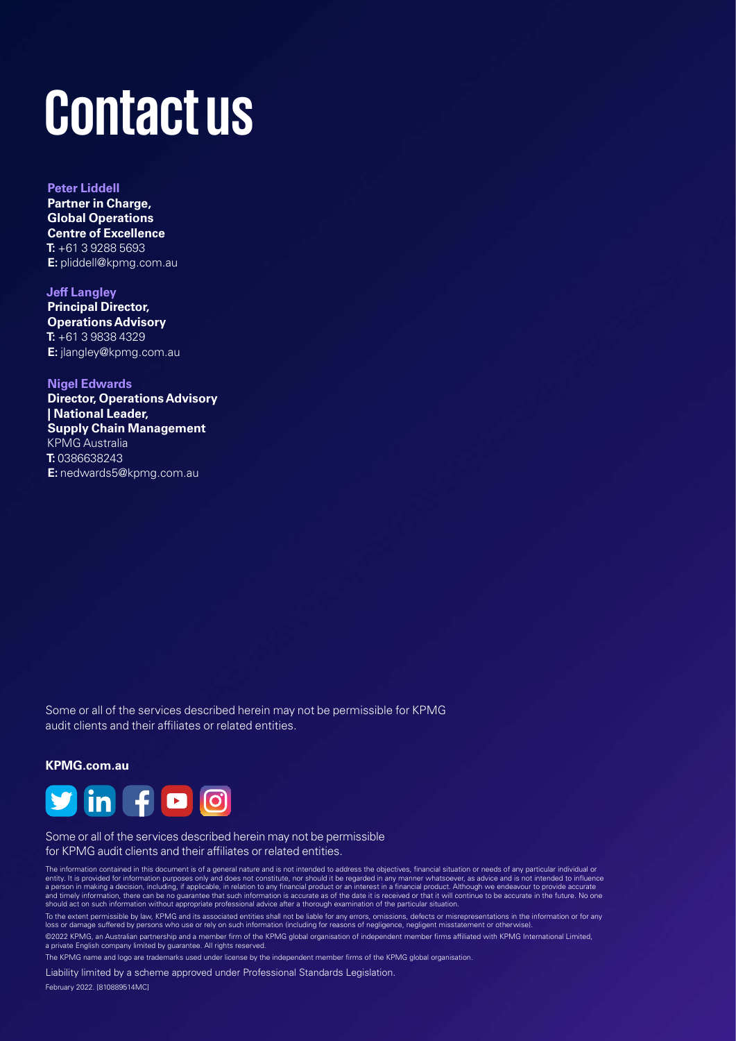# Contact us

**Peter Liddell**
**Partner in Charge, Global Operations Centre of Excellence**
**T:** +61 3 9288 5693
**E:** pliddell@kpmg.com.au

**Jeff Langley**
**Principal Director, Operations Advisory**
**T:** +61 3 9838 4329
**E:** jlangley@kpmg.com.au

**Nigel Edwards**
**Director, Operations Advisory | National Leader, Supply Chain Management**
KPMG Australia
**T:** 0386638243
**E:** nedwards5@kpmg.com.au

Some or all of the services described herein may not be permissible for KPMG audit clients and their affiliates or related entities.

**KPMG.com.au**

Some or all of the services described herein may not be permissible for KPMG audit clients and their affiliates or related entities.

The information contained in this document is of a general nature and is not intended to address the objectives, financial situation or needs of any particular individual or entity. It is provided for information purposes only and does not constitute, nor should it be regarded in any manner whatsoever, as advice and is not intended to influence a person in making a decision, including, if applicable, in relation to any financial product or an interest in a financial product. Although we endeavour to provide accurate and timely information, there can be no guarantee that such information is accurate as of the date it is received or that it will continue to be accurate in the future. No one should act on such information without appropriate professional advice after a thorough examination of the particular situation.

To the extent permissible by law, KPMG and its associated entities shall not be liable for any errors, omissions, defects or misrepresentations in the information or for any loss or damage suffered by persons who use or rely on such information (including for reasons of negligence, negligent misstatement or otherwise).

©2022 KPMG, an Australian partnership and a member firm of the KPMG global organisation of independent member firms affiliated with KPMG International Limited, a private English company limited by guarantee. All rights reserved.

The KPMG name and logo are trademarks used under license by the independent member firms of the KPMG global organisation.

Liability limited by a scheme approved under Professional Standards Legislation.

February 2022. [810889514MC]